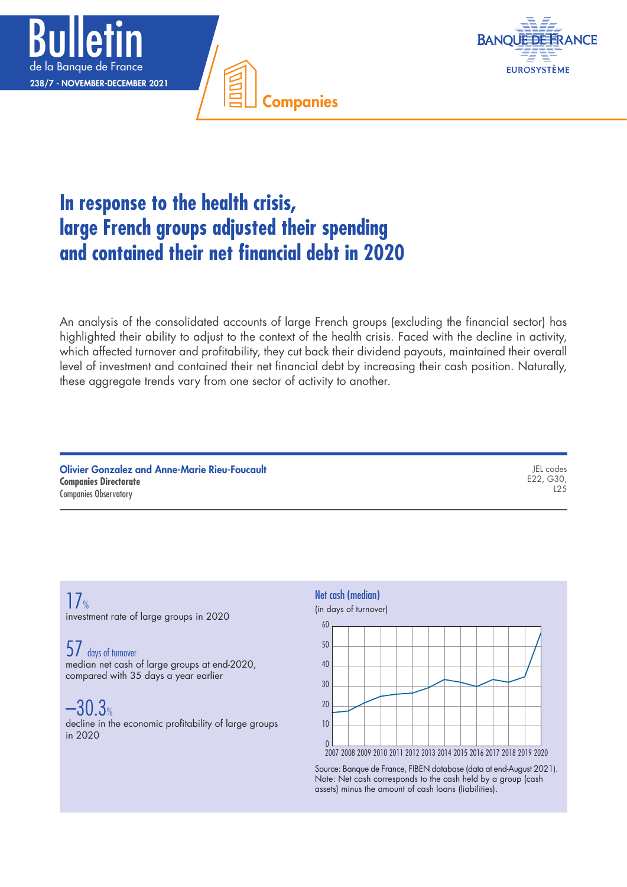Bulletin de la Banque de France
238/7 - NOVEMBER-DECEMBER 2021

BANQUE DE FRANCE
EUROSYSTÈME

Companies

# In response to the health crisis, large French groups adjusted their spending and contained their net financial debt in 2020

An analysis of the consolidated accounts of large French groups (excluding the financial sector) has highlighted their ability to adjust to the context of the health crisis. Faced with the decline in activity, which affected turnover and profitability, they cut back their dividend payouts, maintained their overall level of investment and contained their net financial debt by increasing their cash position. Naturally, these aggregate trends vary from one sector of activity to another.

**Olivier Gonzalez and Anne-Marie Rieu-Foucault**
**Companies Directorate**
Companies Observatory

JEL codes
E22, G30,
L25

**17%**
investment rate of large groups in 2020

**57 days of turnover**
median net cash of large groups at end-2020, compared with 35 days a year earlier

**–30.3%**
decline in the economic profitability of large groups in 2020

**Net cash (median)**
(in days of turnover)

Source: Banque de France, FIBEN database (data at end-August 2021).
Note: Net cash corresponds to the cash held by a group (cash assets) minus the amount of cash loans (liabilities).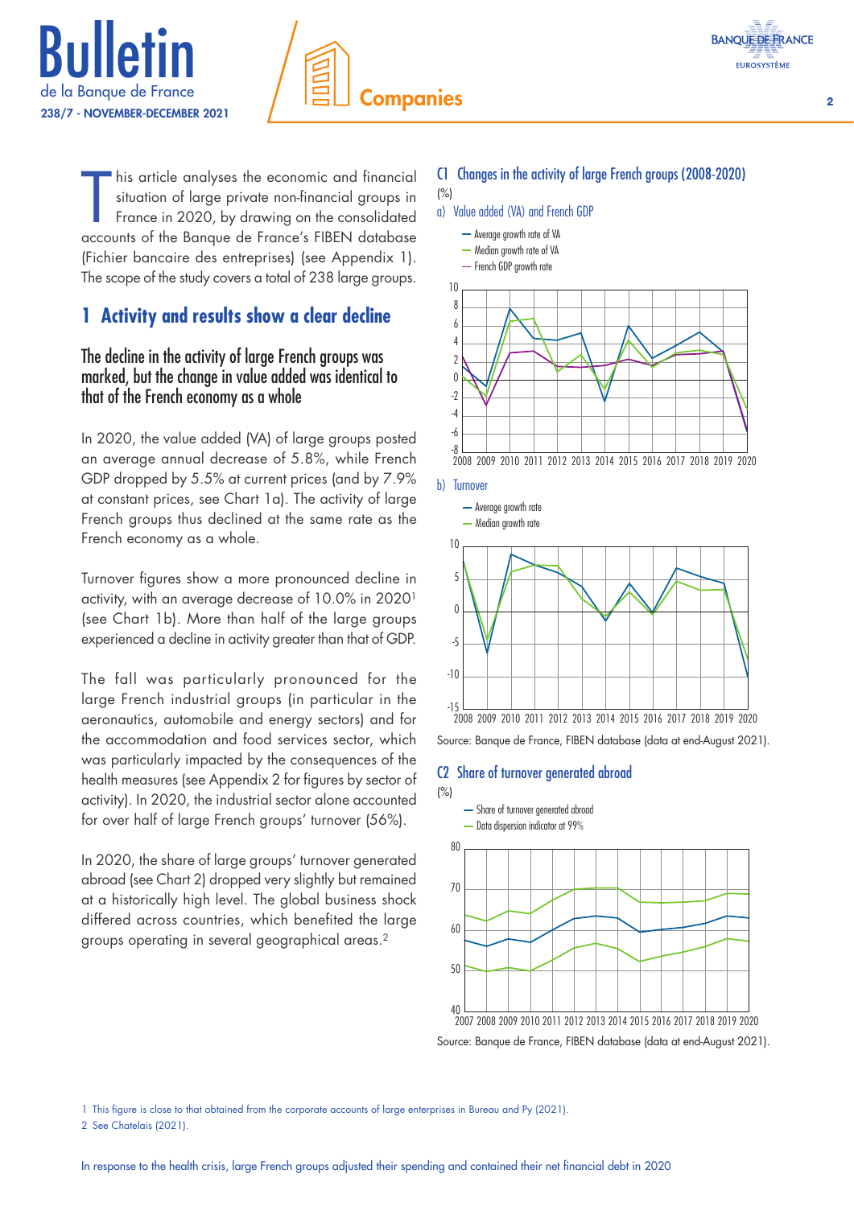This article analyses the economic and financial situation of large private non-financial groups in France in 2020, by drawing on the consolidated accounts of the Banque de France's FIBEN database (Fichier bancaire des entreprises) (see Appendix 1). The scope of the study covers a total of 238 large groups.

## 1 Activity and results show a clear decline

### The decline in the activity of large French groups was marked, but the change in value added was identical to that of the French economy as a whole

In 2020, the value added (VA) of large groups posted an average annual decrease of 5.8%, while French GDP dropped by 5.5% at current prices (and by 7.9% at constant prices, see Chart 1a). The activity of large French groups thus declined at the same rate as the French economy as a whole.

Turnover figures show a more pronounced decline in activity, with an average decrease of 10.0% in 2020[1] (see Chart 1b). More than half of the large groups experienced a decline in activity greater than that of GDP.

The fall was particularly pronounced for the large French industrial groups (in particular in the aeronautics, automobile and energy sectors) and for the accommodation and food services sector, which was particularly impacted by the consequences of the health measures (see Appendix 2 for figures by sector of activity). In 2020, the industrial sector alone accounted for over half of large French groups' turnover (56%).

In 2020, the share of large groups' turnover generated abroad (see Chart 2) dropped very slightly but remained at a historically high level. The global business shock differed across countries, which benefited the large groups operating in several geographical areas.[2]

**C1 Changes in the activity of large French groups (2008-2020)**

(%)

a) Value added (VA) and French GDP

Legend: Average growth rate of VA; Median growth rate of VA; French GDP growth rate

b) Turnover

Legend: Average growth rate; Median growth rate

Source: Banque de France, FIBEN database (data at end-August 2021).

**C2 Share of turnover generated abroad**

(%)

Legend: Share of turnover generated abroad; Data dispersion indicator at 99%

Source: Banque de France, FIBEN database (data at end-August 2021).

---

1 This figure is close to that obtained from the corporate accounts of large enterprises in Bureau and Py (2021).

2 See Chatelais (2021).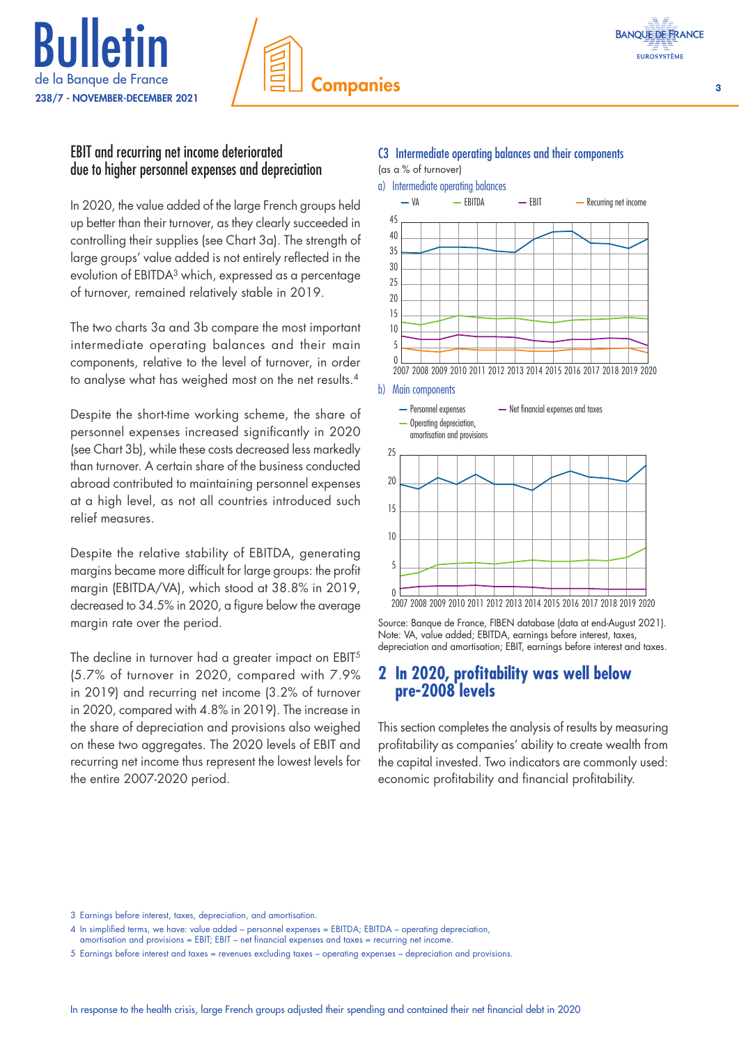### EBIT and recurring net income deteriorated due to higher personnel expenses and depreciation

In 2020, the value added of the large French groups held up better than their turnover, as they clearly succeeded in controlling their supplies (see Chart 3a). The strength of large groups' value added is not entirely reflected in the evolution of EBITDA[3] which, expressed as a percentage of turnover, remained relatively stable in 2019.

The two charts 3a and 3b compare the most important intermediate operating balances and their main components, relative to the level of turnover, in order to analyse what has weighed most on the net results.[4]

Despite the short-time working scheme, the share of personnel expenses increased significantly in 2020 (see Chart 3b), while these costs decreased less markedly than turnover. A certain share of the business conducted abroad contributed to maintaining personnel expenses at a high level, as not all countries introduced such relief measures.

Despite the relative stability of EBITDA, generating margins became more difficult for large groups: the profit margin (EBITDA/VA), which stood at 38.8% in 2019, decreased to 34.5% in 2020, a figure below the average margin rate over the period.

The decline in turnover had a greater impact on EBIT[5] (5.7% of turnover in 2020, compared with 7.9% in 2019) and recurring net income (3.2% of turnover in 2020, compared with 4.8% in 2019). The increase in the share of depreciation and provisions also weighed on these two aggregates. The 2020 levels of EBIT and recurring net income thus represent the lowest levels for the entire 2007-2020 period.

**C3 Intermediate operating balances and their components**
(as a % of turnover)

a) Intermediate operating balances

b) Main components

Source: Banque de France, FIBEN database (data at end-August 2021).
Note: VA, value added; EBITDA, earnings before interest, taxes, depreciation and amortisation; EBIT, earnings before interest and taxes.

## 2 In 2020, profitability was well below pre-2008 levels

This section completes the analysis of results by measuring profitability as companies' ability to create wealth from the capital invested. Two indicators are commonly used: economic profitability and financial profitability.

3 Earnings before interest, taxes, depreciation, and amortisation.

4 In simplified terms, we have: value added – personnel expenses = EBITDA; EBITDA – operating depreciation, amortisation and provisions = EBIT; EBIT – net financial expenses and taxes = recurring net income.

5 Earnings before interest and taxes = revenues excluding taxes – operating expenses – depreciation and provisions.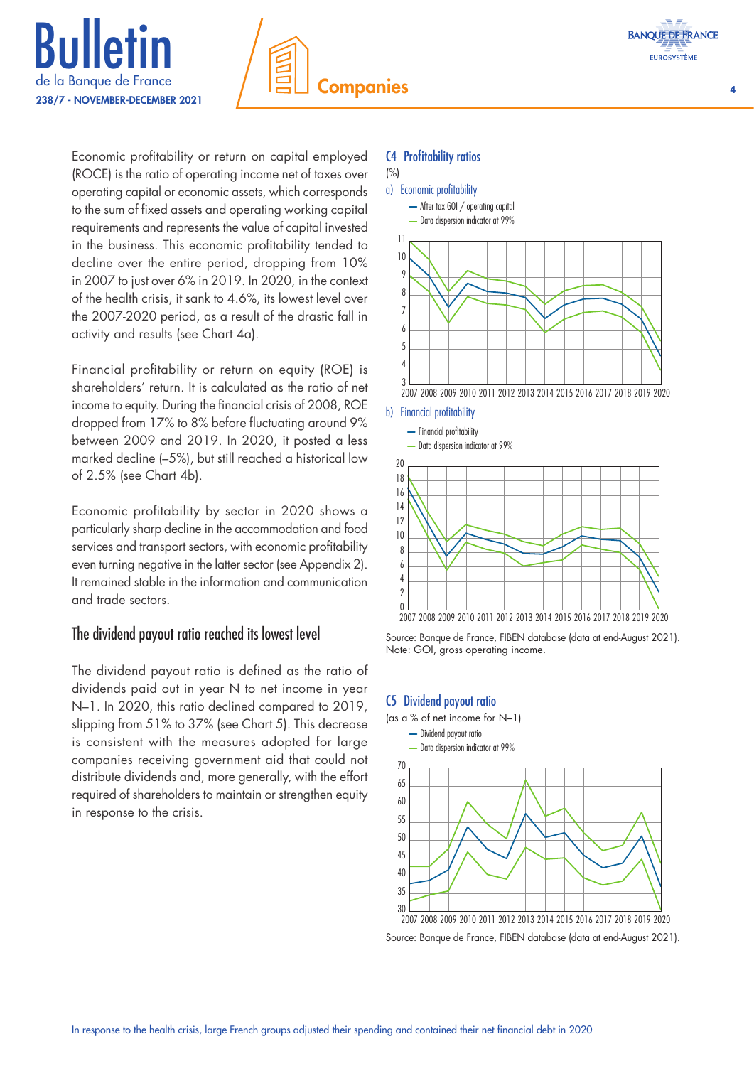Economic profitability or return on capital employed (ROCE) is the ratio of operating income net of taxes over operating capital or economic assets, which corresponds to the sum of fixed assets and operating working capital requirements and represents the value of capital invested in the business. This economic profitability tended to decline over the entire period, dropping from 10% in 2007 to just over 6% in 2019. In 2020, in the context of the health crisis, it sank to 4.6%, its lowest level over the 2007-2020 period, as a result of the drastic fall in activity and results (see Chart 4a).

Financial profitability or return on equity (ROE) is shareholders' return. It is calculated as the ratio of net income to equity. During the financial crisis of 2008, ROE dropped from 17% to 8% before fluctuating around 9% between 2009 and 2019. In 2020, it posted a less marked decline (–5%), but still reached a historical low of 2.5% (see Chart 4b).

Economic profitability by sector in 2020 shows a particularly sharp decline in the accommodation and food services and transport sectors, with economic profitability even turning negative in the latter sector (see Appendix 2). It remained stable in the information and communication and trade sectors.

## The dividend payout ratio reached its lowest level

The dividend payout ratio is defined as the ratio of dividends paid out in year N to net income in year N–1. In 2020, this ratio declined compared to 2019, slipping from 51% to 37% (see Chart 5). This decrease is consistent with the measures adopted for large companies receiving government aid that could not distribute dividends and, more generally, with the effort required of shareholders to maintain or strengthen equity in response to the crisis.

### C4 Profitability ratios

(%)

a) Economic profitability

— After tax GOI / operating capital
— Data dispersion indicator at 99%

b) Financial profitability

— Financial profitability
— Data dispersion indicator at 99%

Source: Banque de France, FIBEN database (data at end-August 2021).
Note: GOI, gross operating income.

### C5 Dividend payout ratio

(as a % of net income for N–1)

— Dividend payout ratio
— Data dispersion indicator at 99%

Source: Banque de France, FIBEN database (data at end-August 2021).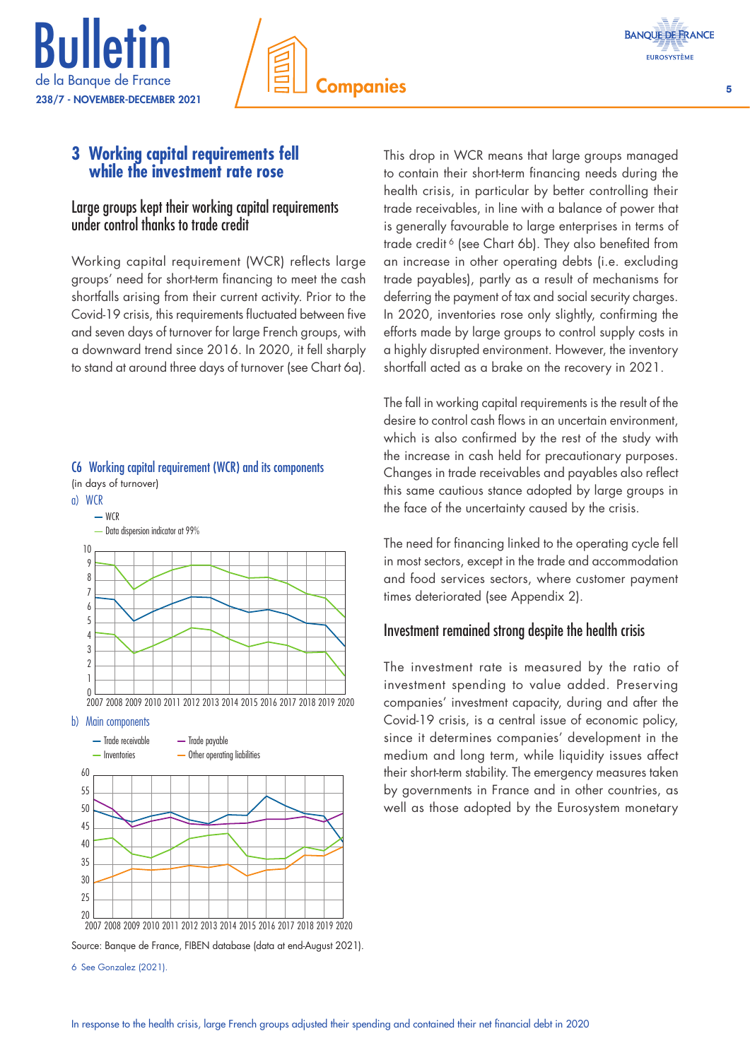## 3 Working capital requirements fell while the investment rate rose

### Large groups kept their working capital requirements under control thanks to trade credit

Working capital requirement (WCR) reflects large groups' need for short-term financing to meet the cash shortfalls arising from their current activity. Prior to the Covid-19 crisis, this requirements fluctuated between five and seven days of turnover for large French groups, with a downward trend since 2016. In 2020, it fell sharply to stand at around three days of turnover (see Chart 6a).

**C6 Working capital requirement (WCR) and its components**
(in days of turnover)

a) WCR

— WCR
— Data dispersion indicator at 99%

b) Main components

— Trade receivable — Trade payable
— Inventories — Other operating liabilities

Source: Banque de France, FIBEN database (data at end-August 2021).

This drop in WCR means that large groups managed to contain their short-term financing needs during the health crisis, in particular by better controlling their trade receivables, in line with a balance of power that is generally favourable to large enterprises in terms of trade credit [6] (see Chart 6b). They also benefited from an increase in other operating debts (i.e. excluding trade payables), partly as a result of mechanisms for deferring the payment of tax and social security charges. In 2020, inventories rose only slightly, confirming the efforts made by large groups to control supply costs in a highly disrupted environment. However, the inventory shortfall acted as a brake on the recovery in 2021.

The fall in working capital requirements is the result of the desire to control cash flows in an uncertain environment, which is also confirmed by the rest of the study with the increase in cash held for precautionary purposes. Changes in trade receivables and payables also reflect this same cautious stance adopted by large groups in the face of the uncertainty caused by the crisis.

The need for financing linked to the operating cycle fell in most sectors, except in the trade and accommodation and food services sectors, where customer payment times deteriorated (see Appendix 2).

### Investment remained strong despite the health crisis

The investment rate is measured by the ratio of investment spending to value added. Preserving companies' investment capacity, during and after the Covid-19 crisis, is a central issue of economic policy, since it determines companies' development in the medium and long term, while liquidity issues affect their short-term stability. The emergency measures taken by governments in France and in other countries, as well as those adopted by the Eurosystem monetary

6 See Gonzalez (2021).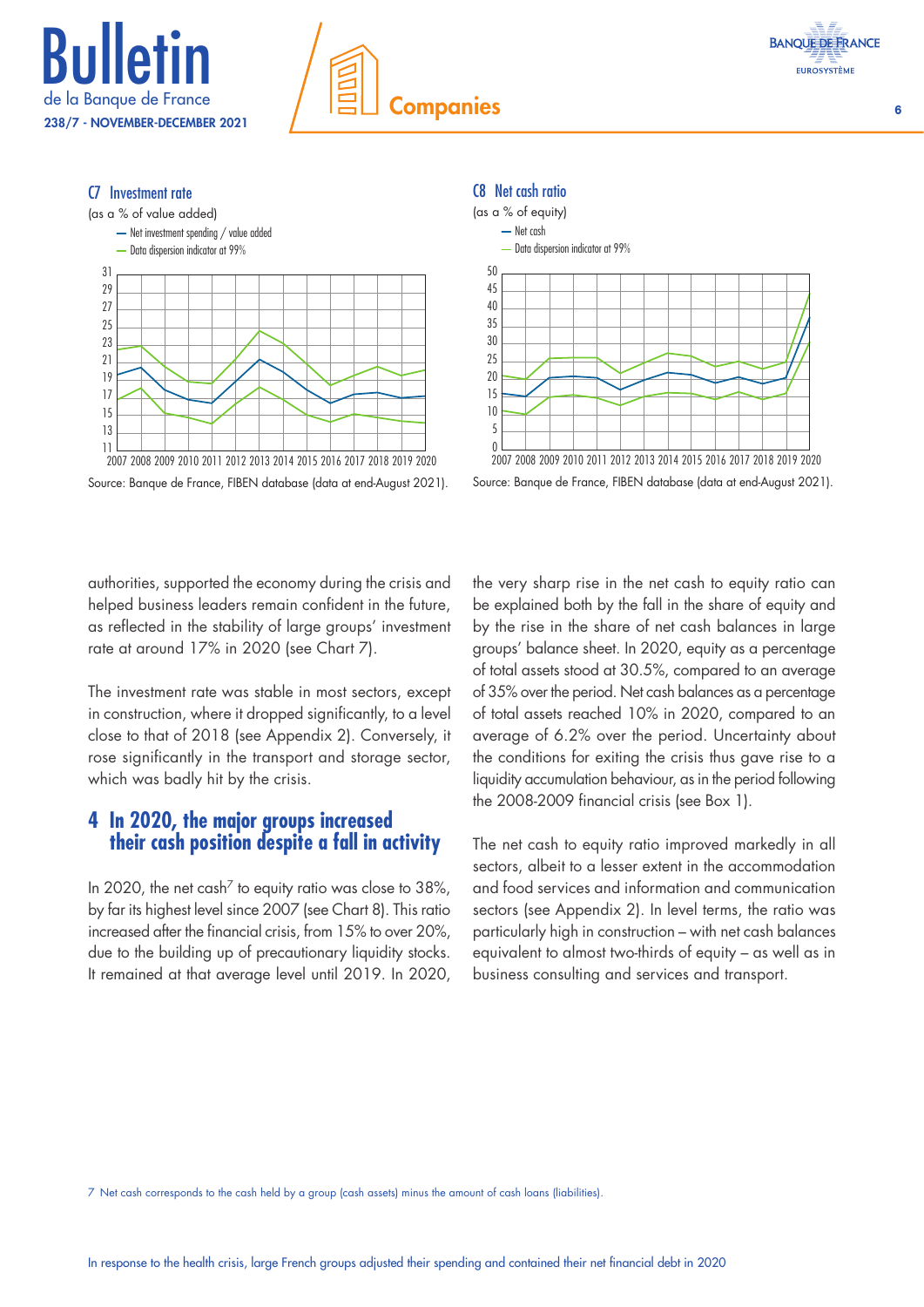**C7 Investment rate**

(as a % of value added)

— Net investment spending / value added

— Data dispersion indicator at 99%

Source: Banque de France, FIBEN database (data at end-August 2021).

**C8 Net cash ratio**

(as a % of equity)

— Net cash

— Data dispersion indicator at 99%

Source: Banque de France, FIBEN database (data at end-August 2021).

authorities, supported the economy during the crisis and helped business leaders remain confident in the future, as reflected in the stability of large groups' investment rate at around 17% in 2020 (see Chart 7).

The investment rate was stable in most sectors, except in construction, where it dropped significantly, to a level close to that of 2018 (see Appendix 2). Conversely, it rose significantly in the transport and storage sector, which was badly hit by the crisis.

## 4 In 2020, the major groups increased their cash position despite a fall in activity

In 2020, the net cash[7] to equity ratio was close to 38%, by far its highest level since 2007 (see Chart 8). This ratio increased after the financial crisis, from 15% to over 20%, due to the building up of precautionary liquidity stocks. It remained at that average level until 2019. In 2020, the very sharp rise in the net cash to equity ratio can be explained both by the fall in the share of equity and by the rise in the share of net cash balances in large groups' balance sheet. In 2020, equity as a percentage of total assets stood at 30.5%, compared to an average of 35% over the period. Net cash balances as a percentage of total assets reached 10% in 2020, compared to an average of 6.2% over the period. Uncertainty about the conditions for exiting the crisis thus gave rise to a liquidity accumulation behaviour, as in the period following the 2008-2009 financial crisis (see Box 1).

The net cash to equity ratio improved markedly in all sectors, albeit to a lesser extent in the accommodation and food services and information and communication sectors (see Appendix 2). In level terms, the ratio was particularly high in construction – with net cash balances equivalent to almost two-thirds of equity – as well as in business consulting and services and transport.

7 Net cash corresponds to the cash held by a group (cash assets) minus the amount of cash loans (liabilities).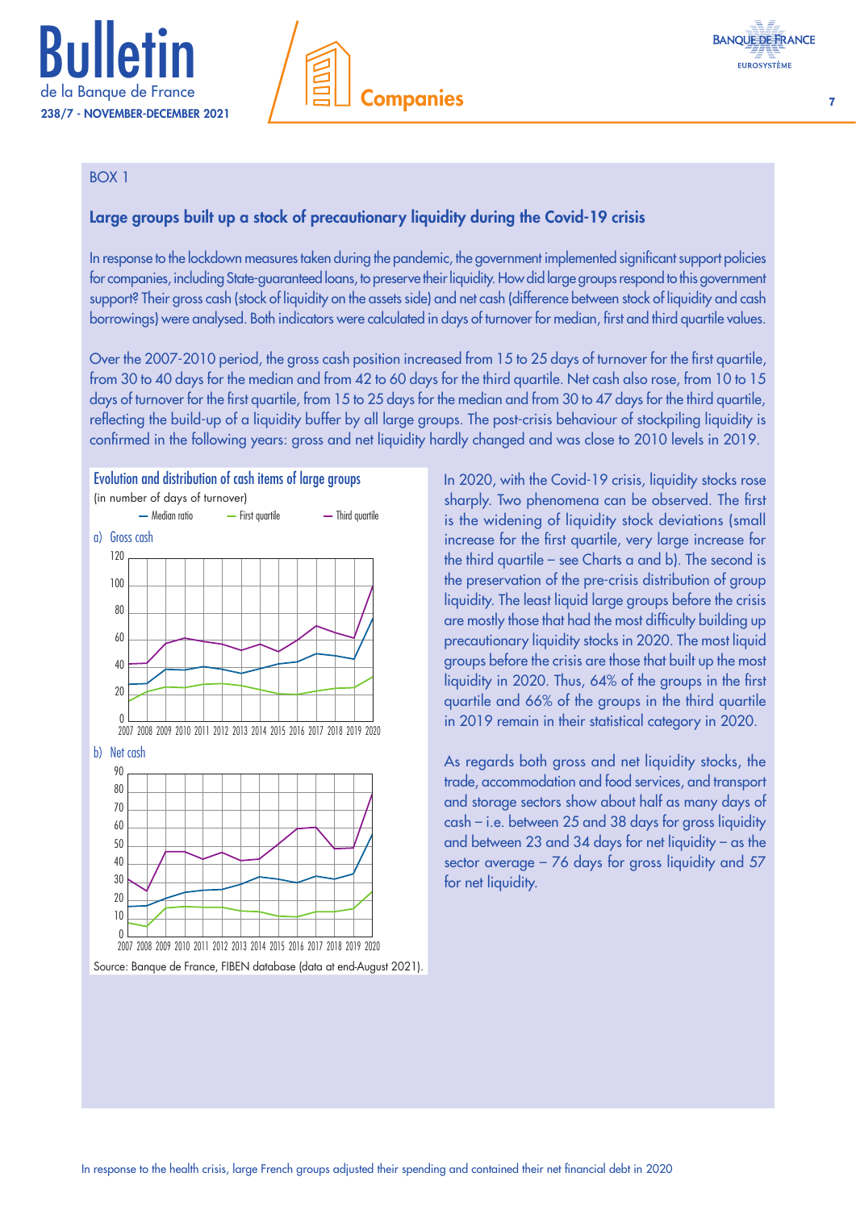BOX 1

### Large groups built up a stock of precautionary liquidity during the Covid-19 crisis

In response to the lockdown measures taken during the pandemic, the government implemented significant support policies for companies, including State-guaranteed loans, to preserve their liquidity. How did large groups respond to this government support? Their gross cash (stock of liquidity on the assets side) and net cash (difference between stock of liquidity and cash borrowings) were analysed. Both indicators were calculated in days of turnover for median, first and third quartile values.

Over the 2007-2010 period, the gross cash position increased from 15 to 25 days of turnover for the first quartile, from 30 to 40 days for the median and from 42 to 60 days for the third quartile. Net cash also rose, from 10 to 15 days of turnover for the first quartile, from 15 to 25 days for the median and from 30 to 47 days for the third quartile, reflecting the build-up of a liquidity buffer by all large groups. The post-crisis behaviour of stockpiling liquidity is confirmed in the following years: gross and net liquidity hardly changed and was close to 2010 levels in 2019.

**Evolution and distribution of cash items of large groups**
(in number of days of turnover)

Median ratio — First quartile — Third quartile

a) Gross cash

b) Net cash

Source: Banque de France, FIBEN database (data at end-August 2021).

In 2020, with the Covid-19 crisis, liquidity stocks rose sharply. Two phenomena can be observed. The first is the widening of liquidity stock deviations (small increase for the first quartile, very large increase for the third quartile – see Charts a and b). The second is the preservation of the pre-crisis distribution of group liquidity. The least liquid large groups before the crisis are mostly those that had the most difficulty building up precautionary liquidity stocks in 2020. The most liquid groups before the crisis are those that built up the most liquidity in 2020. Thus, 64% of the groups in the first quartile and 66% of the groups in the third quartile in 2019 remain in their statistical category in 2020.

As regards both gross and net liquidity stocks, the trade, accommodation and food services, and transport and storage sectors show about half as many days of cash – i.e. between 25 and 38 days for gross liquidity and between 23 and 34 days for net liquidity – as the sector average – 76 days for gross liquidity and 57 for net liquidity.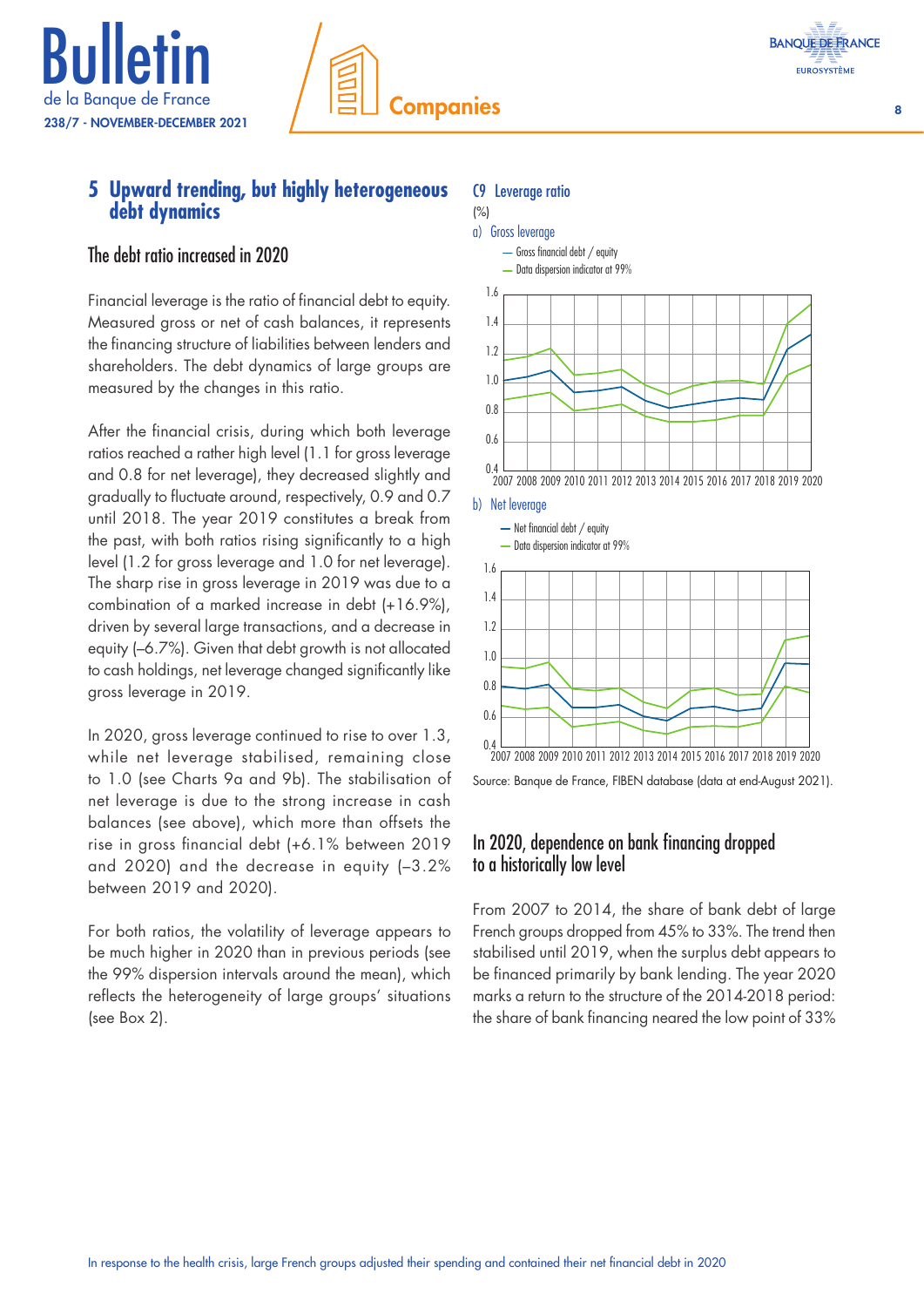## 5 Upward trending, but highly heterogeneous debt dynamics

### The debt ratio increased in 2020

Financial leverage is the ratio of financial debt to equity. Measured gross or net of cash balances, it represents the financing structure of liabilities between lenders and shareholders. The debt dynamics of large groups are measured by the changes in this ratio.

After the financial crisis, during which both leverage ratios reached a rather high level (1.1 for gross leverage and 0.8 for net leverage), they decreased slightly and gradually to fluctuate around, respectively, 0.9 and 0.7 until 2018. The year 2019 constitutes a break from the past, with both ratios rising significantly to a high level (1.2 for gross leverage and 1.0 for net leverage). The sharp rise in gross leverage in 2019 was due to a combination of a marked increase in debt (+16.9%), driven by several large transactions, and a decrease in equity (–6.7%). Given that debt growth is not allocated to cash holdings, net leverage changed significantly like gross leverage in 2019.

In 2020, gross leverage continued to rise to over 1.3, while net leverage stabilised, remaining close to 1.0 (see Charts 9a and 9b). The stabilisation of net leverage is due to the strong increase in cash balances (see above), which more than offsets the rise in gross financial debt (+6.1% between 2019 and 2020) and the decrease in equity (–3.2% between 2019 and 2020).

For both ratios, the volatility of leverage appears to be much higher in 2020 than in previous periods (see the 99% dispersion intervals around the mean), which reflects the heterogeneity of large groups' situations (see Box 2).

**C9 Leverage ratio**

(%)

a) Gross leverage

— Gross financial debt / equity
— Data dispersion indicator at 99%

b) Net leverage

— Net financial debt / equity
— Data dispersion indicator at 99%

Source: Banque de France, FIBEN database (data at end-August 2021).

### In 2020, dependence on bank financing dropped to a historically low level

From 2007 to 2014, the share of bank debt of large French groups dropped from 45% to 33%. The trend then stabilised until 2019, when the surplus debt appears to be financed primarily by bank lending. The year 2020 marks a return to the structure of the 2014-2018 period: the share of bank financing neared the low point of 33%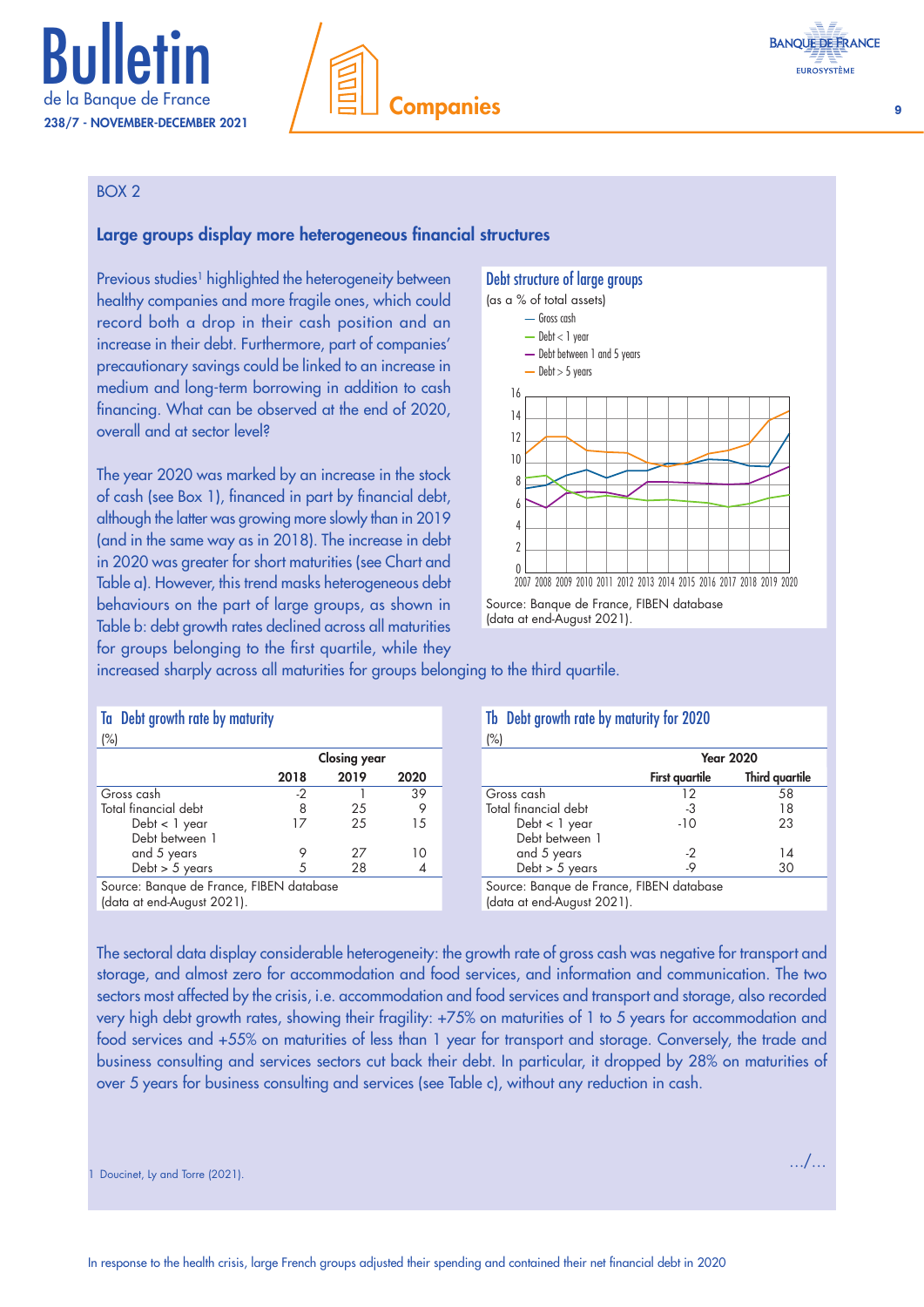BOX 2

## Large groups display more heterogeneous financial structures

Previous studies[1] highlighted the heterogeneity between healthy companies and more fragile ones, which could record both a drop in their cash position and an increase in their debt. Furthermore, part of companies' precautionary savings could be linked to an increase in medium and long-term borrowing in addition to cash financing. What can be observed at the end of 2020, overall and at sector level?

The year 2020 was marked by an increase in the stock of cash (see Box 1), financed in part by financial debt, although the latter was growing more slowly than in 2019 (and in the same way as in 2018). The increase in debt in 2020 was greater for short maturities (see Chart and Table a). However, this trend masks heterogeneous debt behaviours on the part of large groups, as shown in Table b: debt growth rates declined across all maturities for groups belonging to the first quartile, while they increased sharply across all maturities for groups belonging to the third quartile.

**Debt structure of large groups**

(as a % of total assets)

Source: Banque de France, FIBEN database (data at end-August 2021).

**Ta Debt growth rate by maturity**

(%)

| | Closing year | | |
|---|---|---|---|
| | 2018 | 2019 | 2020 |
| Gross cash | -2 | 1 | 39 |
| Total financial debt | 8 | 25 | 9 |
| Debt < 1 year | 17 | 25 | 15 |
| Debt between 1 and 5 years | 9 | 27 | 10 |
| Debt > 5 years | 5 | 28 | 4 |

Source: Banque de France, FIBEN database (data at end-August 2021).

**Tb Debt growth rate by maturity for 2020**

(%)

| | Year 2020 | |
|---|---|---|
| | First quartile | Third quartile |
| Gross cash | 12 | 58 |
| Total financial debt | -3 | 18 |
| Debt < 1 year | -10 | 23 |
| Debt between 1 and 5 years | -2 | 14 |
| Debt > 5 years | -9 | 30 |

Source: Banque de France, FIBEN database (data at end-August 2021).

The sectoral data display considerable heterogeneity: the growth rate of gross cash was negative for transport and storage, and almost zero for accommodation and food services, and information and communication. The two sectors most affected by the crisis, i.e. accommodation and food services and transport and storage, also recorded very high debt growth rates, showing their fragility: +75% on maturities of 1 to 5 years for accommodation and food services and +55% on maturities of less than 1 year for transport and storage. Conversely, the trade and business consulting and services sectors cut back their debt. In particular, it dropped by 28% on maturities of over 5 years for business consulting and services (see Table c), without any reduction in cash.

…/…

1 Doucinet, Ly and Torre (2021).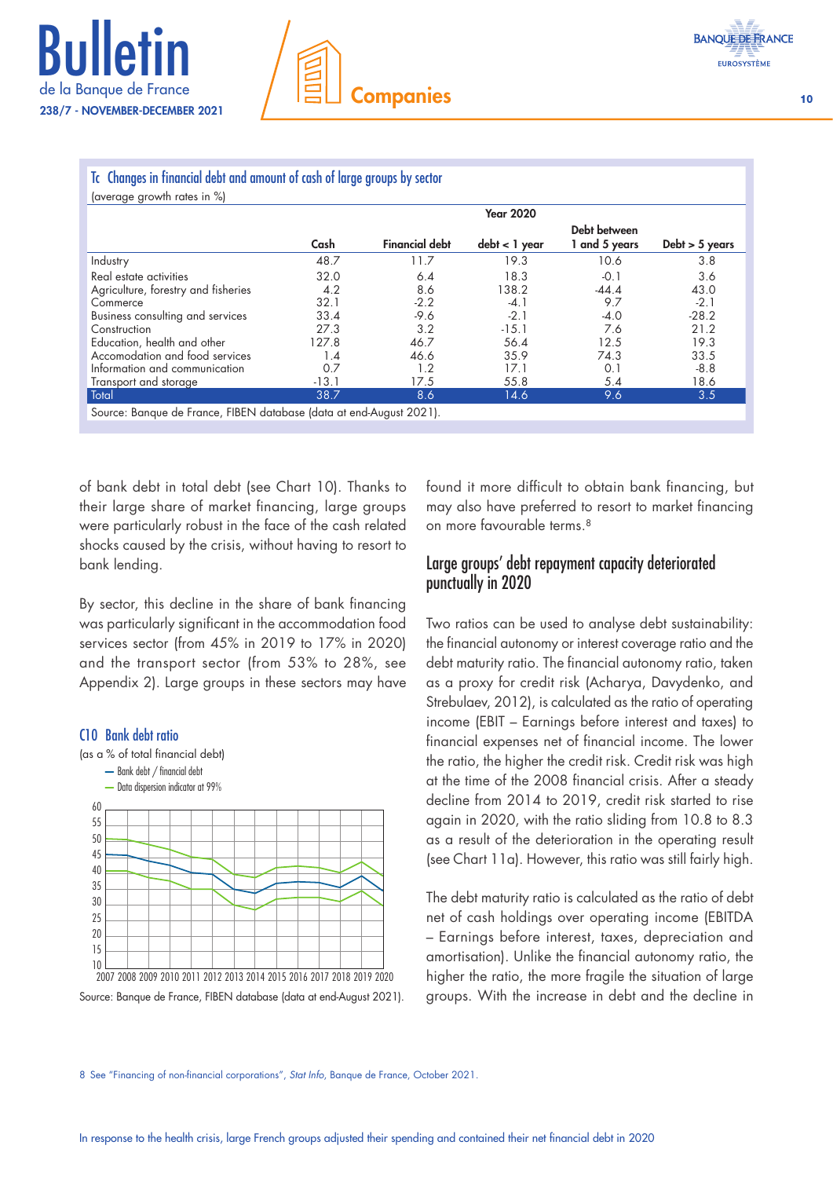### Tc Changes in financial debt and amount of cash of large groups by sector

(average growth rates in %)

| | Year 2020 | | | | |
|---|---|---|---|---|---|
| | Cash | Financial debt | debt < 1 year | Debt between 1 and 5 years | Debt > 5 years |
| Industry | 48.7 | 11.7 | 19.3 | 10.6 | 3.8 |
| Real estate activities | 32.0 | 6.4 | 18.3 | -0.1 | 3.6 |
| Agriculture, forestry and fisheries | 4.2 | 8.6 | 138.2 | -44.4 | 43.0 |
| Commerce | 32.1 | -2.2 | -4.1 | 9.7 | -2.1 |
| Business consulting and services | 33.4 | -9.6 | -2.1 | -4.0 | -28.2 |
| Construction | 27.3 | 3.2 | -15.1 | 7.6 | 21.2 |
| Education, health and other | 127.8 | 46.7 | 56.4 | 12.5 | 19.3 |
| Accomodation and food services | 1.4 | 46.6 | 35.9 | 74.3 | 33.5 |
| Information and communication | 0.7 | 1.2 | 17.1 | 0.1 | -8.8 |
| Transport and storage | -13.1 | 17.5 | 55.8 | 5.4 | 18.6 |
| **Total** | **38.7** | **8.6** | **14.6** | **9.6** | **3.5** |

Source: Banque de France, FIBEN database (data at end-August 2021).

of bank debt in total debt (see Chart 10). Thanks to their large share of market financing, large groups were particularly robust in the face of the cash related shocks caused by the crisis, without having to resort to bank lending.

By sector, this decline in the share of bank financing was particularly significant in the accommodation food services sector (from 45% in 2019 to 17% in 2020) and the transport sector (from 53% to 28%, see Appendix 2). Large groups in these sectors may have found it more difficult to obtain bank financing, but may also have preferred to resort to market financing on more favourable terms.[8]

### C10 Bank debt ratio

(as a % of total financial debt)

— Bank debt / financial debt
— Data dispersion indicator at 99%

Source: Banque de France, FIBEN database (data at end-August 2021).

## Large groups' debt repayment capacity deteriorated punctually in 2020

Two ratios can be used to analyse debt sustainability: the financial autonomy or interest coverage ratio and the debt maturity ratio. The financial autonomy ratio, taken as a proxy for credit risk (Acharya, Davydenko, and Strebulaev, 2012), is calculated as the ratio of operating income (EBIT – Earnings before interest and taxes) to financial expenses net of financial income. The lower the ratio, the higher the credit risk. Credit risk was high at the time of the 2008 financial crisis. After a steady decline from 2014 to 2019, credit risk started to rise again in 2020, with the ratio sliding from 10.8 to 8.3 as a result of the deterioration in the operating result (see Chart 11a). However, this ratio was still fairly high.

The debt maturity ratio is calculated as the ratio of debt net of cash holdings over operating income (EBITDA – Earnings before interest, taxes, depreciation and amortisation). Unlike the financial autonomy ratio, the higher the ratio, the more fragile the situation of large groups. With the increase in debt and the decline in

8 See "Financing of non-financial corporations", *Stat Info*, Banque de France, October 2021.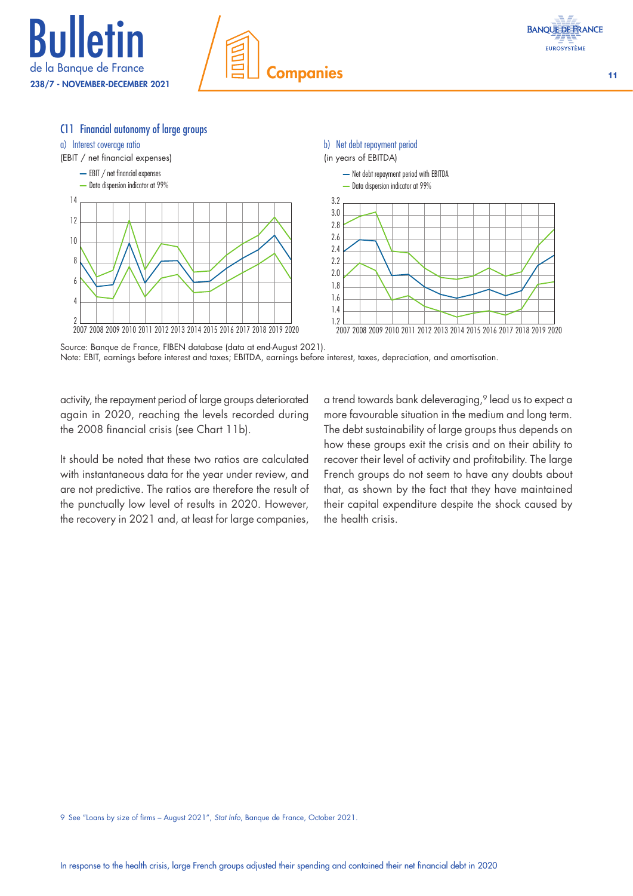### C11 Financial autonomy of large groups

a) Interest coverage ratio

(EBIT / net financial expenses)

— EBIT / net financial expenses
— Data dispersion indicator at 99%

b) Net debt repayment period

(in years of EBITDA)

— Net debt repayment period with EBITDA
— Data dispersion indicator at 99%

Source: Banque de France, FIBEN database (data at end-August 2021).
Note: EBIT, earnings before interest and taxes; EBITDA, earnings before interest, taxes, depreciation, and amortisation.

activity, the repayment period of large groups deteriorated again in 2020, reaching the levels recorded during the 2008 financial crisis (see Chart 11b).

It should be noted that these two ratios are calculated with instantaneous data for the year under review, and are not predictive. The ratios are therefore the result of the punctually low level of results in 2020. However, the recovery in 2021 and, at least for large companies, a trend towards bank deleveraging,[9] lead us to expect a more favourable situation in the medium and long term. The debt sustainability of large groups thus depends on how these groups exit the crisis and on their ability to recover their level of activity and profitability. The large French groups do not seem to have any doubts about that, as shown by the fact that they have maintained their capital expenditure despite the shock caused by the health crisis.

9 See "Loans by size of firms – August 2021", *Stat Info*, Banque de France, October 2021.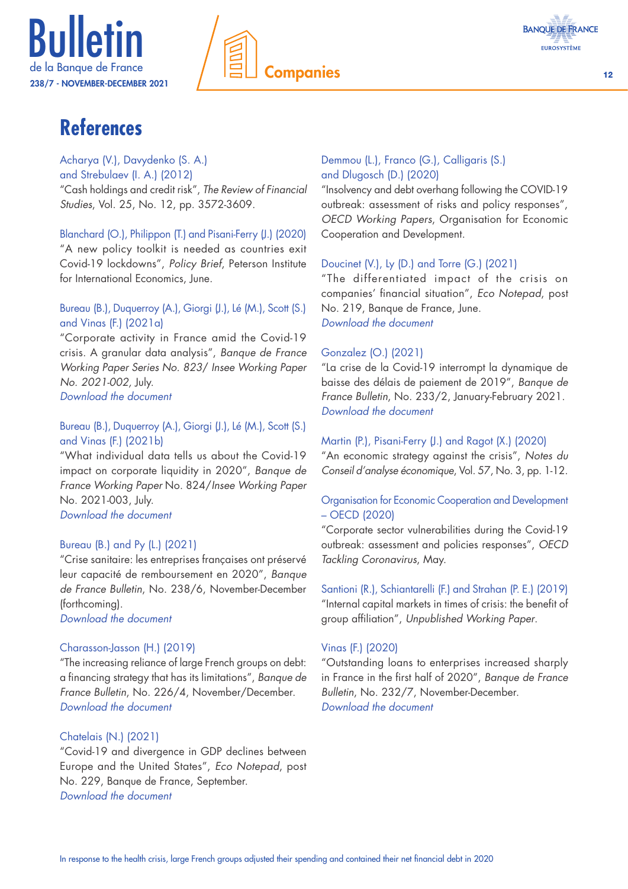# References

Acharya (V.), Davydenko (S. A.) and Strebulaev (I. A.) (2012)
"Cash holdings and credit risk", *The Review of Financial Studies*, Vol. 25, No. 12, pp. 3572-3609.

Blanchard (O.), Philippon (T.) and Pisani-Ferry (J.) (2020)
"A new policy toolkit is needed as countries exit Covid-19 lockdowns", *Policy Brief*, Peterson Institute for International Economics, June.

Bureau (B.), Duquerroy (A.), Giorgi (J.), Lé (M.), Scott (S.) and Vinas (F.) (2021a)
"Corporate activity in France amid the Covid-19 crisis. A granular data analysis", *Banque de France Working Paper Series No. 823/ Insee Working Paper No. 2021-002*, July.
*Download the document*

Bureau (B.), Duquerroy (A.), Giorgi (J.), Lé (M.), Scott (S.) and Vinas (F.) (2021b)
"What individual data tells us about the Covid-19 impact on corporate liquidity in 2020", *Banque de France Working Paper* No. 824/*Insee Working Paper* No. 2021-003, July.
*Download the document*

Bureau (B.) and Py (L.) (2021)
"Crise sanitaire: les entreprises françaises ont préservé leur capacité de remboursement en 2020", *Banque de France Bulletin*, No. 238/6, November-December (forthcoming).
*Download the document*

Charasson-Jasson (H.) (2019)
"The increasing reliance of large French groups on debt: a financing strategy that has its limitations", *Banque de France Bulletin*, No. 226/4, November/December.
*Download the document*

Chatelais (N.) (2021)
"Covid-19 and divergence in GDP declines between Europe and the United States", *Eco Notepad*, post No. 229, Banque de France, September.
*Download the document*

Demmou (L.), Franco (G.), Calligaris (S.) and Dlugosch (D.) (2020)
"Insolvency and debt overhang following the COVID-19 outbreak: assessment of risks and policy responses", *OECD Working Papers*, Organisation for Economic Cooperation and Development.

Doucinet (V.), Ly (D.) and Torre (G.) (2021)
"The differentiated impact of the crisis on companies' financial situation", *Eco Notepad*, post No. 219, Banque de France, June.
*Download the document*

Gonzalez (O.) (2021)
"La crise de la Covid-19 interrompt la dynamique de baisse des délais de paiement de 2019", *Banque de France Bulletin*, No. 233/2, January-February 2021.
*Download the document*

Martin (P.), Pisani-Ferry (J.) and Ragot (X.) (2020)
"An economic strategy against the crisis", *Notes du Conseil d'analyse économique*, Vol. 57, No. 3, pp. 1-12.

Organisation for Economic Cooperation and Development – OECD (2020)
"Corporate sector vulnerabilities during the Covid-19 outbreak: assessment and policies responses", *OECD Tackling Coronavirus*, May.

Santioni (R.), Schiantarelli (F.) and Strahan (P. E.) (2019)
"Internal capital markets in times of crisis: the benefit of group affiliation", *Unpublished Working Paper*.

Vinas (F.) (2020)
"Outstanding loans to enterprises increased sharply in France in the first half of 2020", *Banque de France Bulletin*, No. 232/7, November-December.
*Download the document*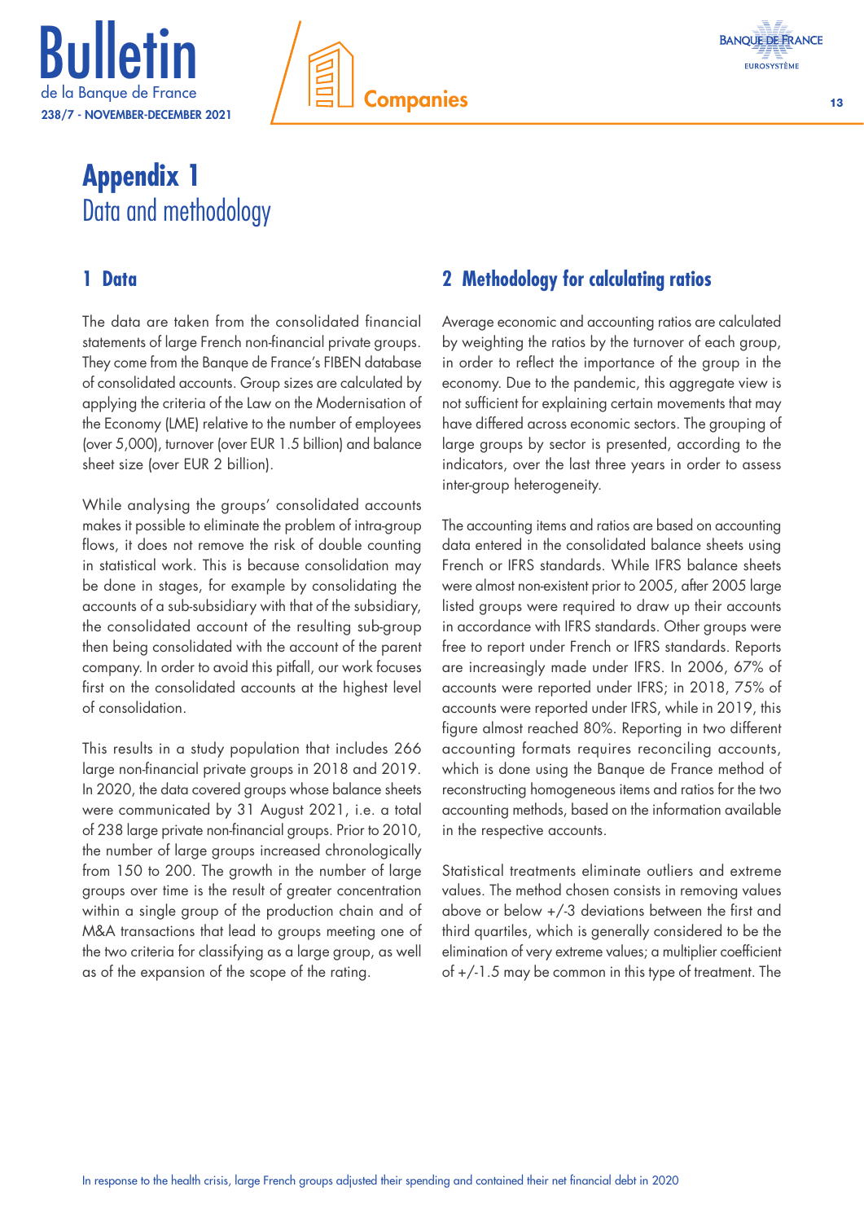# Appendix 1
Data and methodology

## 1 Data

The data are taken from the consolidated financial statements of large French non-financial private groups. They come from the Banque de France's FIBEN database of consolidated accounts. Group sizes are calculated by applying the criteria of the Law on the Modernisation of the Economy (LME) relative to the number of employees (over 5,000), turnover (over EUR 1.5 billion) and balance sheet size (over EUR 2 billion).

While analysing the groups' consolidated accounts makes it possible to eliminate the problem of intra-group flows, it does not remove the risk of double counting in statistical work. This is because consolidation may be done in stages, for example by consolidating the accounts of a sub-subsidiary with that of the subsidiary, the consolidated account of the resulting sub-group then being consolidated with the account of the parent company. In order to avoid this pitfall, our work focuses first on the consolidated accounts at the highest level of consolidation.

This results in a study population that includes 266 large non-financial private groups in 2018 and 2019. In 2020, the data covered groups whose balance sheets were communicated by 31 August 2021, i.e. a total of 238 large private non-financial groups. Prior to 2010, the number of large groups increased chronologically from 150 to 200. The growth in the number of large groups over time is the result of greater concentration within a single group of the production chain and of M&A transactions that lead to groups meeting one of the two criteria for classifying as a large group, as well as of the expansion of the scope of the rating.

## 2 Methodology for calculating ratios

Average economic and accounting ratios are calculated by weighting the ratios by the turnover of each group, in order to reflect the importance of the group in the economy. Due to the pandemic, this aggregate view is not sufficient for explaining certain movements that may have differed across economic sectors. The grouping of large groups by sector is presented, according to the indicators, over the last three years in order to assess inter-group heterogeneity.

The accounting items and ratios are based on accounting data entered in the consolidated balance sheets using French or IFRS standards. While IFRS balance sheets were almost non-existent prior to 2005, after 2005 large listed groups were required to draw up their accounts in accordance with IFRS standards. Other groups were free to report under French or IFRS standards. Reports are increasingly made under IFRS. In 2006, 67% of accounts were reported under IFRS; in 2018, 75% of accounts were reported under IFRS, while in 2019, this figure almost reached 80%. Reporting in two different accounting formats requires reconciling accounts, which is done using the Banque de France method of reconstructing homogeneous items and ratios for the two accounting methods, based on the information available in the respective accounts.

Statistical treatments eliminate outliers and extreme values. The method chosen consists in removing values above or below +/-3 deviations between the first and third quartiles, which is generally considered to be the elimination of very extreme values; a multiplier coefficient of +/-1.5 may be common in this type of treatment. The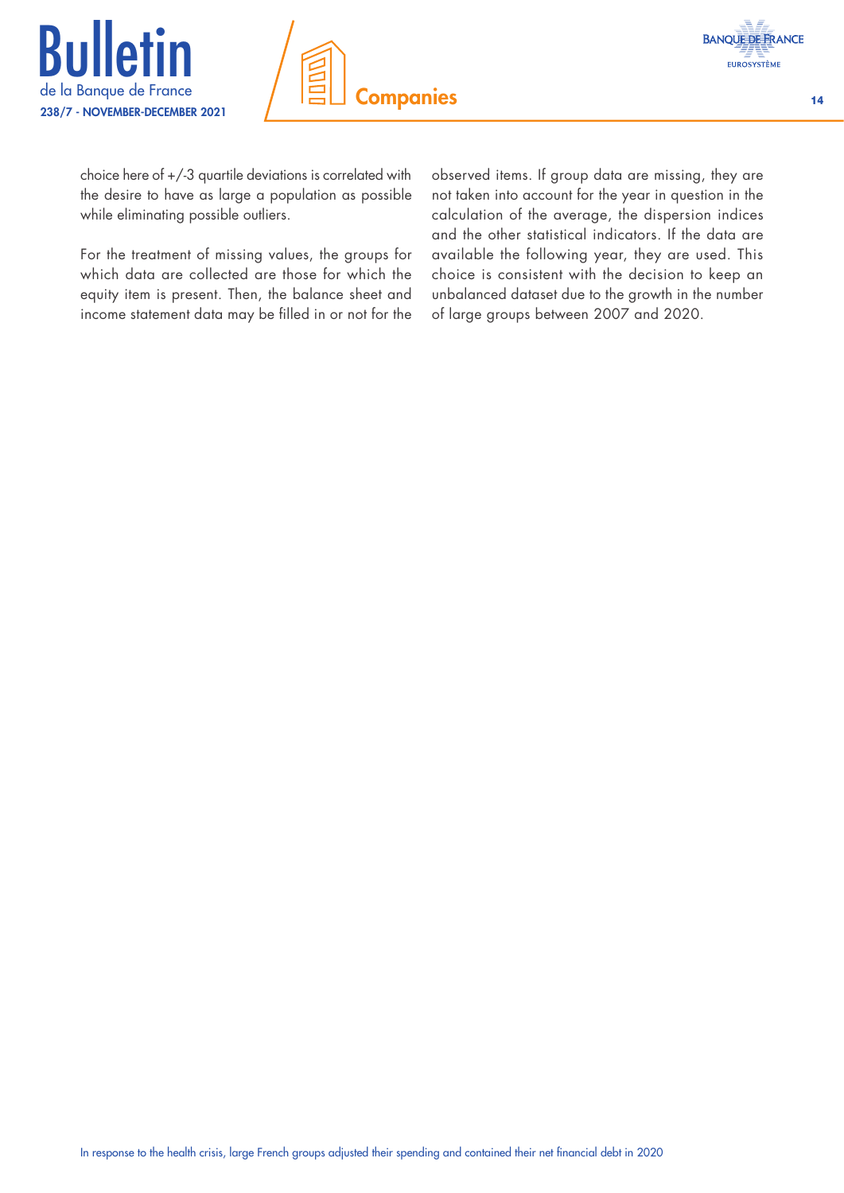choice here of +/-3 quartile deviations is correlated with the desire to have as large a population as possible while eliminating possible outliers.

For the treatment of missing values, the groups for which data are collected are those for which the equity item is present. Then, the balance sheet and income statement data may be filled in or not for the observed items. If group data are missing, they are not taken into account for the year in question in the calculation of the average, the dispersion indices and the other statistical indicators. If the data are available the following year, they are used. This choice is consistent with the decision to keep an unbalanced dataset due to the growth in the number of large groups between 2007 and 2020.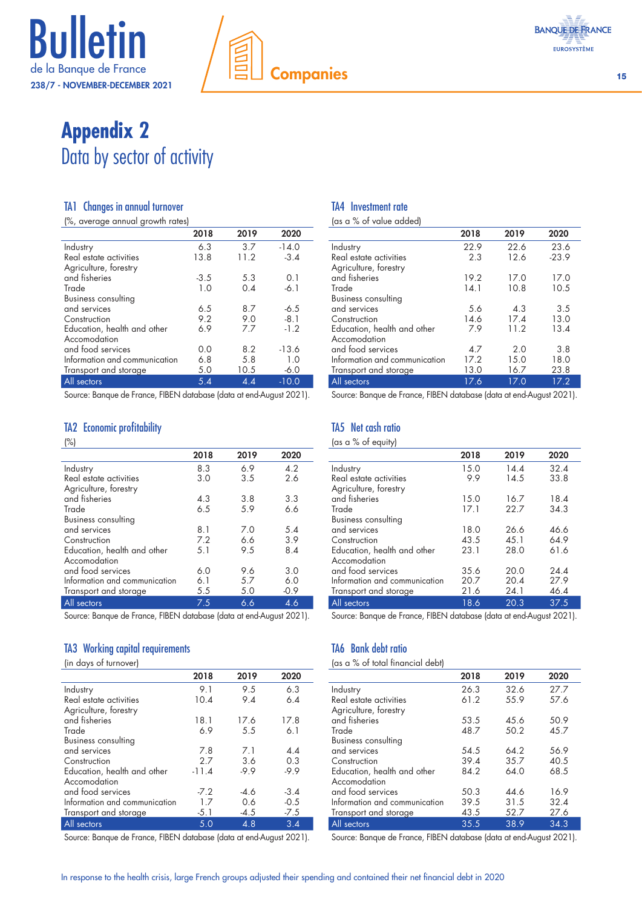# Appendix 2
## Data by sector of activity

### TA1 Changes in annual turnover

(%, average annual growth rates)

| | 2018 | 2019 | 2020 |
|---|---|---|---|
| Industry | 6.3 | 3.7 | -14.0 |
| Real estate activities | 13.8 | 11.2 | -3.4 |
| Agriculture, forestry and fisheries | -3.5 | 5.3 | 0.1 |
| Trade | 1.0 | 0.4 | -6.1 |
| Business consulting and services | 6.5 | 8.7 | -6.5 |
| Construction | 9.2 | 9.0 | -8.1 |
| Education, health and other | 6.9 | 7.7 | -1.2 |
| Accomodation and food services | 0.0 | 8.2 | -13.6 |
| Information and communication | 6.8 | 5.8 | 1.0 |
| Transport and storage | 5.0 | 10.5 | -6.0 |
| All sectors | 5.4 | 4.4 | -10.0 |

Source: Banque de France, FIBEN database (data at end-August 2021).

### TA2 Economic profitability

(%)

| | 2018 | 2019 | 2020 |
|---|---|---|---|
| Industry | 8.3 | 6.9 | 4.2 |
| Real estate activities | 3.0 | 3.5 | 2.6 |
| Agriculture, forestry and fisheries | 4.3 | 3.8 | 3.3 |
| Trade | 6.5 | 5.9 | 6.6 |
| Business consulting and services | 8.1 | 7.0 | 5.4 |
| Construction | 7.2 | 6.6 | 3.9 |
| Education, health and other | 5.1 | 9.5 | 8.4 |
| Accomodation and food services | 6.0 | 9.6 | 3.0 |
| Information and communication | 6.1 | 5.7 | 6.0 |
| Transport and storage | 5.5 | 5.0 | -0.9 |
| All sectors | 7.5 | 6.6 | 4.6 |

Source: Banque de France, FIBEN database (data at end-August 2021).

### TA3 Working capital requirements

(in days of turnover)

| | 2018 | 2019 | 2020 |
|---|---|---|---|
| Industry | 9.1 | 9.5 | 6.3 |
| Real estate activities | 10.4 | 9.4 | 6.4 |
| Agriculture, forestry and fisheries | 18.1 | 17.6 | 17.8 |
| Trade | 6.9 | 5.5 | 6.1 |
| Business consulting and services | 7.8 | 7.1 | 4.4 |
| Construction | 2.7 | 3.6 | 0.3 |
| Education, health and other | -11.4 | -9.9 | -9.9 |
| Accomodation and food services | -7.2 | -4.6 | -3.4 |
| Information and communication | 1.7 | 0.6 | -0.5 |
| Transport and storage | -5.1 | -4.5 | -7.5 |
| All sectors | 5.0 | 4.8 | 3.4 |

Source: Banque de France, FIBEN database (data at end-August 2021).

### TA4 Investment rate

(as a % of value added)

| | 2018 | 2019 | 2020 |
|---|---|---|---|
| Industry | 22.9 | 22.6 | 23.6 |
| Real estate activities | 2.3 | 12.6 | -23.9 |
| Agriculture, forestry and fisheries | 19.2 | 17.0 | 17.0 |
| Trade | 14.1 | 10.8 | 10.5 |
| Business consulting and services | 5.6 | 4.3 | 3.5 |
| Construction | 14.6 | 17.4 | 13.0 |
| Education, health and other | 7.9 | 11.2 | 13.4 |
| Accomodation and food services | 4.7 | 2.0 | 3.8 |
| Information and communication | 17.2 | 15.0 | 18.0 |
| Transport and storage | 13.0 | 16.7 | 23.8 |
| All sectors | 17.6 | 17.0 | 17.2 |

Source: Banque de France, FIBEN database (data at end-August 2021).

### TA5 Net cash ratio

(as a % of equity)

| | 2018 | 2019 | 2020 |
|---|---|---|---|
| Industry | 15.0 | 14.4 | 32.4 |
| Real estate activities | 9.9 | 14.5 | 33.8 |
| Agriculture, forestry and fisheries | 15.0 | 16.7 | 18.4 |
| Trade | 17.1 | 22.7 | 34.3 |
| Business consulting and services | 18.0 | 26.6 | 46.6 |
| Construction | 43.5 | 45.1 | 64.9 |
| Education, health and other | 23.1 | 28.0 | 61.6 |
| Accomodation and food services | 35.6 | 20.0 | 24.4 |
| Information and communication | 20.7 | 20.4 | 27.9 |
| Transport and storage | 21.6 | 24.1 | 46.4 |
| All sectors | 18.6 | 20.3 | 37.5 |

Source: Banque de France, FIBEN database (data at end-August 2021).

### TA6 Bank debt ratio

(as a % of total financial debt)

| | 2018 | 2019 | 2020 |
|---|---|---|---|
| Industry | 26.3 | 32.6 | 27.7 |
| Real estate activities | 61.2 | 55.9 | 57.6 |
| Agriculture, forestry and fisheries | 53.5 | 45.6 | 50.9 |
| Trade | 48.7 | 50.2 | 45.7 |
| Business consulting and services | 54.5 | 64.2 | 56.9 |
| Construction | 39.4 | 35.7 | 40.5 |
| Education, health and other | 84.2 | 64.0 | 68.5 |
| Accomodation and food services | 50.3 | 44.6 | 16.9 |
| Information and communication | 39.5 | 31.5 | 32.4 |
| Transport and storage | 43.5 | 52.7 | 27.6 |
| All sectors | 35.5 | 38.9 | 34.3 |

Source: Banque de France, FIBEN database (data at end-August 2021).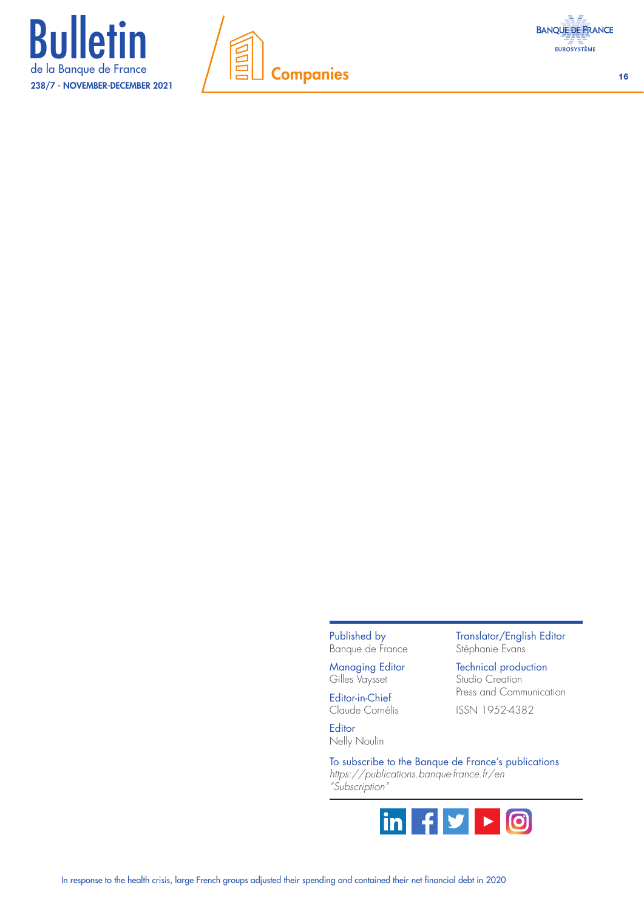Published by
Banque de France

Managing Editor
Gilles Vaysset

Editor-in-Chief
Claude Cornélis

Editor
Nelly Noulin

Translator/English Editor
Stéphanie Evans

Technical production
Studio Creation
Press and Communication

ISSN 1952-4382

To subscribe to the Banque de France's publications
*https://publications.banque-france.fr/en*
*"Subscription"*